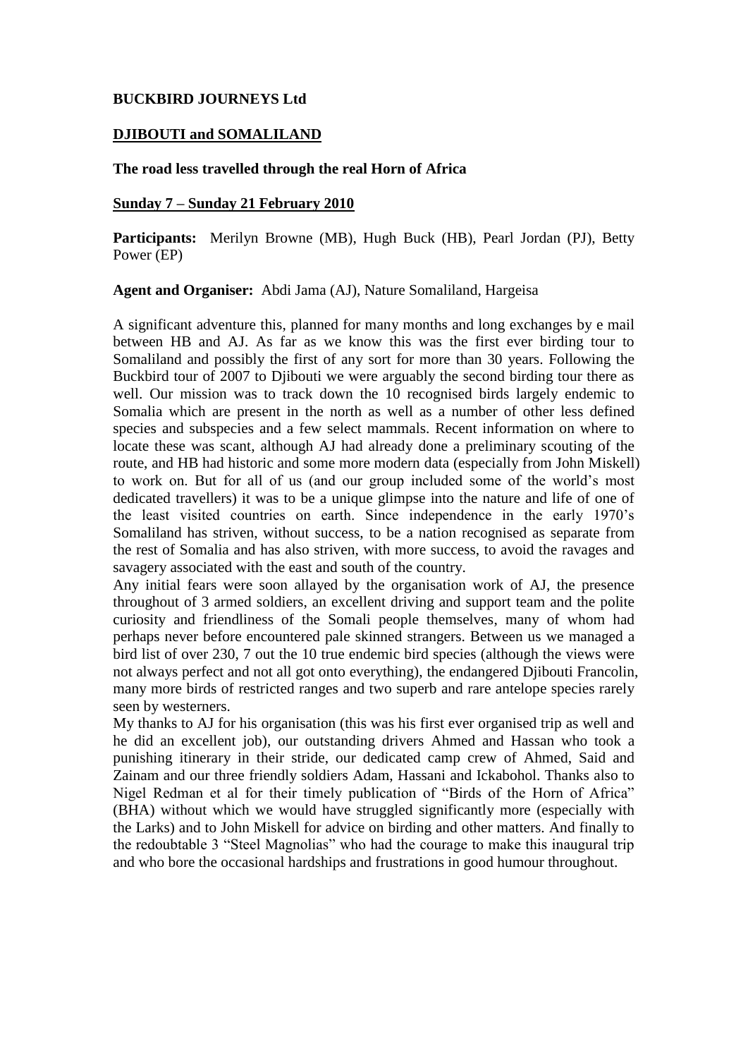**BUCKBIRD JOURNEYS Ltd**

**DJIBOUTI and SOMALILAND**

**The road less travelled through the real Horn of Africa**

**Sunday 7 – Sunday 21 February 2010**

**Participants:** Merilyn Browne (MB), Hugh Buck (HB), Pearl Jordan (PJ), Betty Power (EP)

**Agent and Organiser:** Abdi Jama (AJ), Nature Somaliland, Hargeisa

A significant adventure this, planned for many months and long exchanges by e mail between HB and AJ. As far as we know this was the first ever birding tour to Somaliland and possibly the first of any sort for more than 30 years. Following the Buckbird tour of 2007 to Djibouti we were arguably the second birding tour there as well. Our mission was to track down the 10 recognised birds largely endemic to Somalia which are present in the north as well as a number of other less defined species and subspecies and a few select mammals. Recent information on where to locate these was scant, although AJ had already done a preliminary scouting of the route, and HB had historic and some more modern data (especially from John Miskell) to work on. But for all of us (and our group included some of the world's most dedicated travellers) it was to be a unique glimpse into the nature and life of one of the least visited countries on earth. Since independence in the early 1970's Somaliland has striven, without success, to be a nation recognised as separate from the rest of Somalia and has also striven, with more success, to avoid the ravages and savagery associated with the east and south of the country.

Any initial fears were soon allayed by the organisation work of AJ, the presence throughout of 3 armed soldiers, an excellent driving and support team and the polite curiosity and friendliness of the Somali people themselves, many of whom had perhaps never before encountered pale skinned strangers. Between us we managed a bird list of over 230, 7 out the 10 true endemic bird species (although the views were not always perfect and not all got onto everything), the endangered Djibouti Francolin, many more birds of restricted ranges and two superb and rare antelope species rarely seen by westerners.

My thanks to AJ for his organisation (this was his first ever organised trip as well and he did an excellent job), our outstanding drivers Ahmed and Hassan who took a punishing itinerary in their stride, our dedicated camp crew of Ahmed, Said and Zainam and our three friendly soldiers Adam, Hassani and Ickabohol. Thanks also to Nigel Redman et al for their timely publication of "Birds of the Horn of Africa" (BHA) without which we would have struggled significantly more (especially with the Larks) and to John Miskell for advice on birding and other matters. And finally to the redoubtable 3 "Steel Magnolias" who had the courage to make this inaugural trip and who bore the occasional hardships and frustrations in good humour throughout.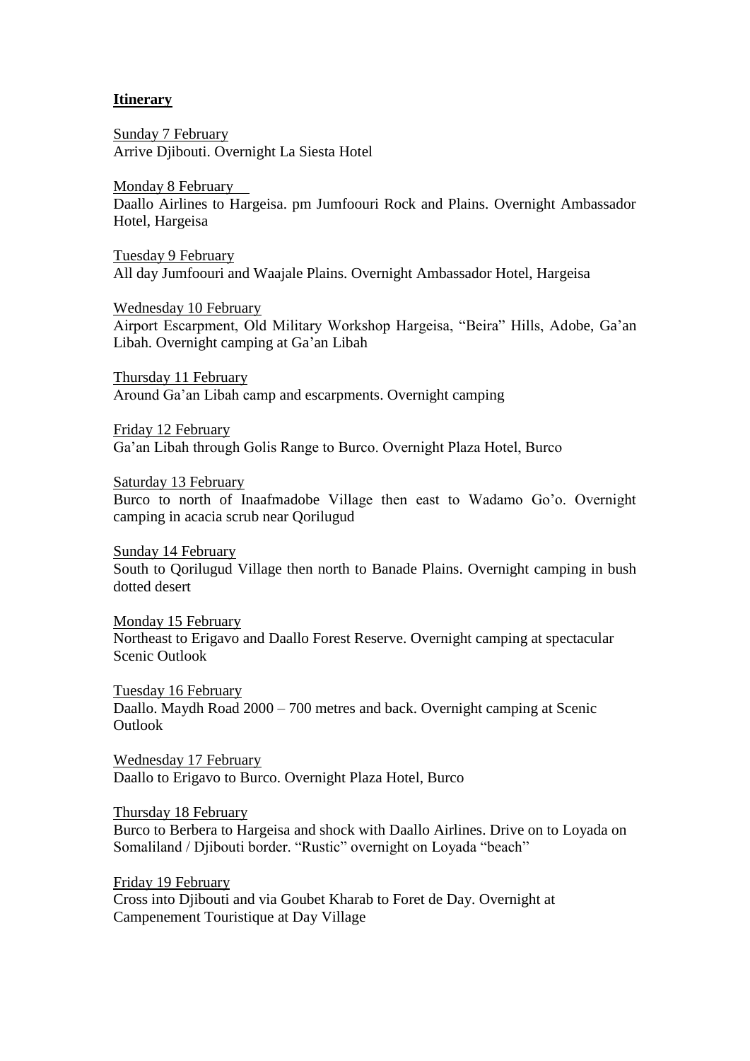**Itinerary**

Sunday 7 February
Arrive Djibouti. Overnight La Siesta Hotel

Monday 8 February
Daallo Airlines to Hargeisa. pm Jumfoouri Rock and Plains. Overnight Ambassador Hotel, Hargeisa

Tuesday 9 February
All day Jumfoouri and Waajale Plains. Overnight Ambassador Hotel, Hargeisa

Wednesday 10 February
Airport Escarpment, Old Military Workshop Hargeisa, "Beira" Hills, Adobe, Ga'an Libah. Overnight camping at Ga'an Libah

Thursday 11 February
Around Ga'an Libah camp and escarpments. Overnight camping

Friday 12 February
Ga'an Libah through Golis Range to Burco. Overnight Plaza Hotel, Burco

Saturday 13 February
Burco to north of Inaafmadobe Village then east to Wadamo Go'o. Overnight camping in acacia scrub near Qorilugud

Sunday 14 February
South to Qorilugud Village then north to Banade Plains. Overnight camping in bush dotted desert

Monday 15 February
Northeast to Erigavo and Daallo Forest Reserve. Overnight camping at spectacular Scenic Outlook

Tuesday 16 February
Daallo. Maydh Road 2000 – 700 metres and back. Overnight camping at Scenic Outlook

Wednesday 17 February
Daallo to Erigavo to Burco. Overnight Plaza Hotel, Burco

Thursday 18 February
Burco to Berbera to Hargeisa and shock with Daallo Airlines. Drive on to Loyada on Somaliland / Djibouti border. "Rustic" overnight on Loyada "beach"

Friday 19 February
Cross into Djibouti and via Goubet Kharab to Foret de Day. Overnight at Campenement Touristique at Day Village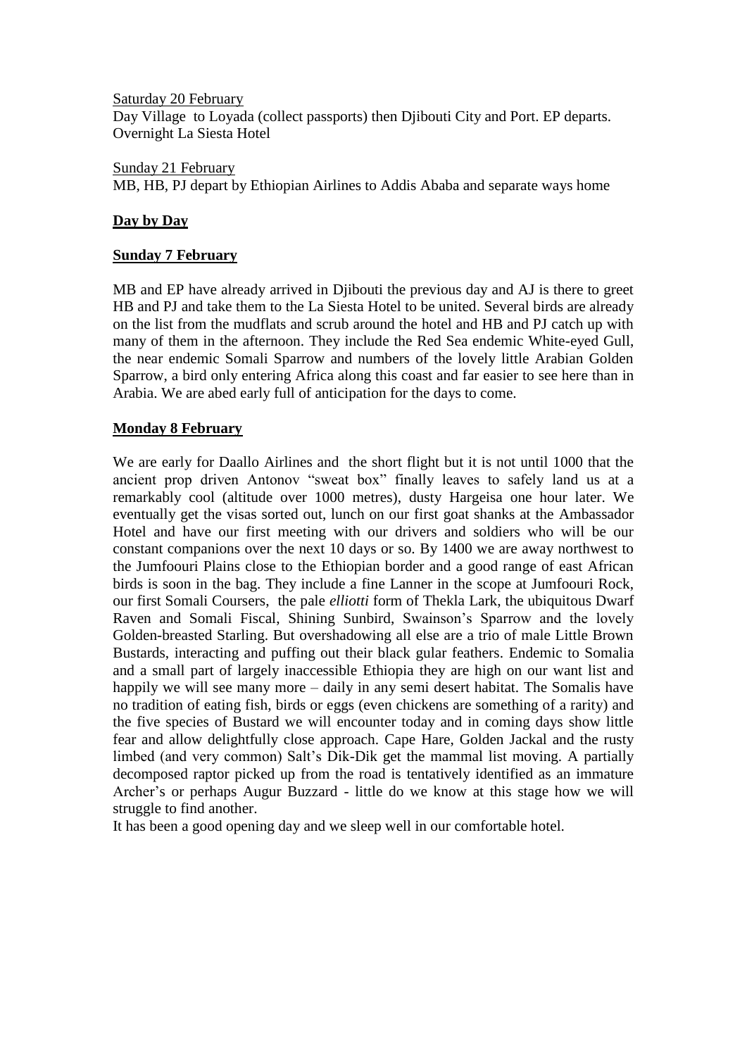Saturday 20 February

Day Village to Loyada (collect passports) then Djibouti City and Port. EP departs. Overnight La Siesta Hotel

Sunday 21 February

MB, HB, PJ depart by Ethiopian Airlines to Addis Ababa and separate ways home

## **Day by Day**

### **Sunday 7 February**

MB and EP have already arrived in Djibouti the previous day and AJ is there to greet HB and PJ and take them to the La Siesta Hotel to be united. Several birds are already on the list from the mudflats and scrub around the hotel and HB and PJ catch up with many of them in the afternoon. They include the Red Sea endemic White-eyed Gull, the near endemic Somali Sparrow and numbers of the lovely little Arabian Golden Sparrow, a bird only entering Africa along this coast and far easier to see here than in Arabia. We are abed early full of anticipation for the days to come.

### **Monday 8 February**

We are early for Daallo Airlines and the short flight but it is not until 1000 that the ancient prop driven Antonov "sweat box" finally leaves to safely land us at a remarkably cool (altitude over 1000 metres), dusty Hargeisa one hour later. We eventually get the visas sorted out, lunch on our first goat shanks at the Ambassador Hotel and have our first meeting with our drivers and soldiers who will be our constant companions over the next 10 days or so. By 1400 we are away northwest to the Jumfoouri Plains close to the Ethiopian border and a good range of east African birds is soon in the bag. They include a fine Lanner in the scope at Jumfoouri Rock, our first Somali Coursers, the pale *elliotti* form of Thekla Lark, the ubiquitous Dwarf Raven and Somali Fiscal, Shining Sunbird, Swainson's Sparrow and the lovely Golden-breasted Starling. But overshadowing all else are a trio of male Little Brown Bustards, interacting and puffing out their black gular feathers. Endemic to Somalia and a small part of largely inaccessible Ethiopia they are high on our want list and happily we will see many more – daily in any semi desert habitat. The Somalis have no tradition of eating fish, birds or eggs (even chickens are something of a rarity) and the five species of Bustard we will encounter today and in coming days show little fear and allow delightfully close approach. Cape Hare, Golden Jackal and the rusty limbed (and very common) Salt's Dik-Dik get the mammal list moving. A partially decomposed raptor picked up from the road is tentatively identified as an immature Archer's or perhaps Augur Buzzard - little do we know at this stage how we will struggle to find another.

It has been a good opening day and we sleep well in our comfortable hotel.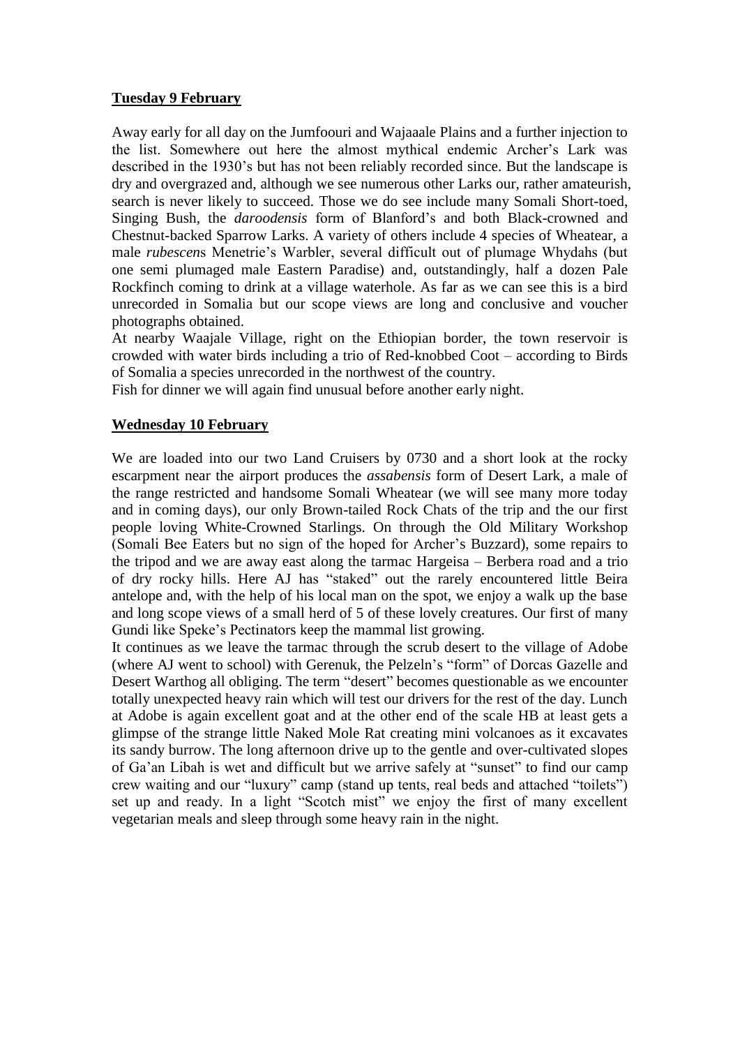**Tuesday 9 February**

Away early for all day on the Jumfoouri and Wajaaale Plains and a further injection to the list. Somewhere out here the almost mythical endemic Archer's Lark was described in the 1930's but has not been reliably recorded since. But the landscape is dry and overgrazed and, although we see numerous other Larks our, rather amateurish, search is never likely to succeed. Those we do see include many Somali Short-toed, Singing Bush, the *daroodensis* form of Blanford's and both Black-crowned and Chestnut-backed Sparrow Larks. A variety of others include 4 species of Wheatear, a male *rubescen*s Menetrie's Warbler, several difficult out of plumage Whydahs (but one semi plumaged male Eastern Paradise) and, outstandingly, half a dozen Pale Rockfinch coming to drink at a village waterhole. As far as we can see this is a bird unrecorded in Somalia but our scope views are long and conclusive and voucher photographs obtained.

At nearby Waajale Village, right on the Ethiopian border, the town reservoir is crowded with water birds including a trio of Red-knobbed Coot – according to Birds of Somalia a species unrecorded in the northwest of the country.

Fish for dinner we will again find unusual before another early night.

**Wednesday 10 February**

We are loaded into our two Land Cruisers by 0730 and a short look at the rocky escarpment near the airport produces the *assabensis* form of Desert Lark, a male of the range restricted and handsome Somali Wheatear (we will see many more today and in coming days), our only Brown-tailed Rock Chats of the trip and the our first people loving White-Crowned Starlings. On through the Old Military Workshop (Somali Bee Eaters but no sign of the hoped for Archer's Buzzard), some repairs to the tripod and we are away east along the tarmac Hargeisa – Berbera road and a trio of dry rocky hills. Here AJ has "staked" out the rarely encountered little Beira antelope and, with the help of his local man on the spot, we enjoy a walk up the base and long scope views of a small herd of 5 of these lovely creatures. Our first of many Gundi like Speke's Pectinators keep the mammal list growing.

It continues as we leave the tarmac through the scrub desert to the village of Adobe (where AJ went to school) with Gerenuk, the Pelzeln's "form" of Dorcas Gazelle and Desert Warthog all obliging. The term "desert" becomes questionable as we encounter totally unexpected heavy rain which will test our drivers for the rest of the day. Lunch at Adobe is again excellent goat and at the other end of the scale HB at least gets a glimpse of the strange little Naked Mole Rat creating mini volcanoes as it excavates its sandy burrow. The long afternoon drive up to the gentle and over-cultivated slopes of Ga'an Libah is wet and difficult but we arrive safely at "sunset" to find our camp crew waiting and our "luxury" camp (stand up tents, real beds and attached "toilets") set up and ready. In a light "Scotch mist" we enjoy the first of many excellent vegetarian meals and sleep through some heavy rain in the night.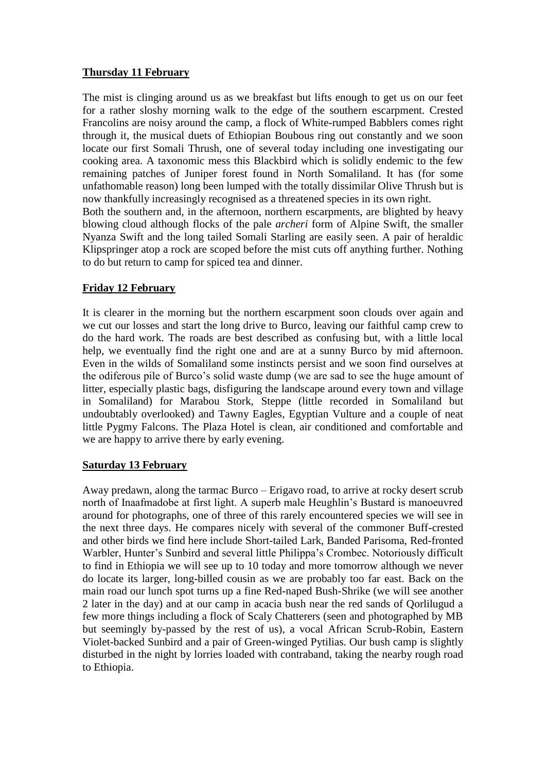**Thursday 11 February**

The mist is clinging around us as we breakfast but lifts enough to get us on our feet for a rather sloshy morning walk to the edge of the southern escarpment. Crested Francolins are noisy around the camp, a flock of White-rumped Babblers comes right through it, the musical duets of Ethiopian Boubous ring out constantly and we soon locate our first Somali Thrush, one of several today including one investigating our cooking area. A taxonomic mess this Blackbird which is solidly endemic to the few remaining patches of Juniper forest found in North Somaliland. It has (for some unfathomable reason) long been lumped with the totally dissimilar Olive Thrush but is now thankfully increasingly recognised as a threatened species in its own right.
Both the southern and, in the afternoon, northern escarpments, are blighted by heavy blowing cloud although flocks of the pale *archeri* form of Alpine Swift, the smaller Nyanza Swift and the long tailed Somali Starling are easily seen. A pair of heraldic Klipspringer atop a rock are scoped before the mist cuts off anything further. Nothing to do but return to camp for spiced tea and dinner.

**Friday 12 February**

It is clearer in the morning but the northern escarpment soon clouds over again and we cut our losses and start the long drive to Burco, leaving our faithful camp crew to do the hard work. The roads are best described as confusing but, with a little local help, we eventually find the right one and are at a sunny Burco by mid afternoon. Even in the wilds of Somaliland some instincts persist and we soon find ourselves at the odiferous pile of Burco's solid waste dump (we are sad to see the huge amount of litter, especially plastic bags, disfiguring the landscape around every town and village in Somaliland) for Marabou Stork, Steppe (little recorded in Somaliland but undoubtably overlooked) and Tawny Eagles, Egyptian Vulture and a couple of neat little Pygmy Falcons. The Plaza Hotel is clean, air conditioned and comfortable and we are happy to arrive there by early evening.

**Saturday 13 February**

Away predawn, along the tarmac Burco – Erigavo road, to arrive at rocky desert scrub north of Inaafmadobe at first light. A superb male Heughlin's Bustard is manoeuvred around for photographs, one of three of this rarely encountered species we will see in the next three days. He compares nicely with several of the commoner Buff-crested and other birds we find here include Short-tailed Lark, Banded Parisoma, Red-fronted Warbler, Hunter's Sunbird and several little Philippa's Crombec. Notoriously difficult to find in Ethiopia we will see up to 10 today and more tomorrow although we never do locate its larger, long-billed cousin as we are probably too far east. Back on the main road our lunch spot turns up a fine Red-naped Bush-Shrike (we will see another 2 later in the day) and at our camp in acacia bush near the red sands of Qorlilugud a few more things including a flock of Scaly Chatterers (seen and photographed by MB but seemingly by-passed by the rest of us), a vocal African Scrub-Robin, Eastern Violet-backed Sunbird and a pair of Green-winged Pytilias. Our bush camp is slightly disturbed in the night by lorries loaded with contraband, taking the nearby rough road to Ethiopia.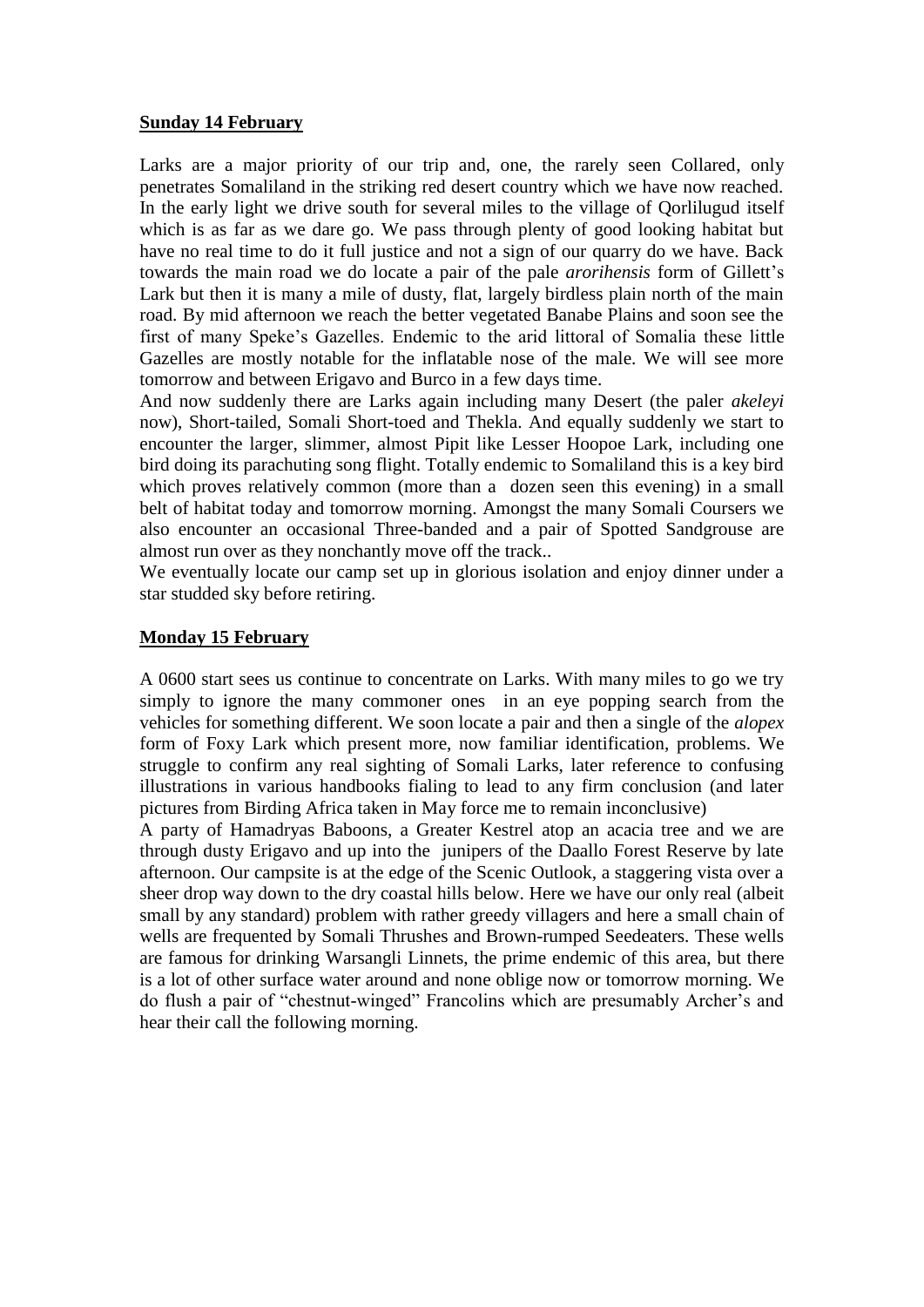**Sunday 14 February**

Larks are a major priority of our trip and, one, the rarely seen Collared, only penetrates Somaliland in the striking red desert country which we have now reached. In the early light we drive south for several miles to the village of Qorlilugud itself which is as far as we dare go. We pass through plenty of good looking habitat but have no real time to do it full justice and not a sign of our quarry do we have. Back towards the main road we do locate a pair of the pale *arorihensis* form of Gillett's Lark but then it is many a mile of dusty, flat, largely birdless plain north of the main road. By mid afternoon we reach the better vegetated Banabe Plains and soon see the first of many Speke's Gazelles. Endemic to the arid littoral of Somalia these little Gazelles are mostly notable for the inflatable nose of the male. We will see more tomorrow and between Erigavo and Burco in a few days time.
And now suddenly there are Larks again including many Desert (the paler *akeleyi* now), Short-tailed, Somali Short-toed and Thekla. And equally suddenly we start to encounter the larger, slimmer, almost Pipit like Lesser Hoopoe Lark, including one bird doing its parachuting song flight. Totally endemic to Somaliland this is a key bird which proves relatively common (more than a dozen seen this evening) in a small belt of habitat today and tomorrow morning. Amongst the many Somali Coursers we also encounter an occasional Three-banded and a pair of Spotted Sandgrouse are almost run over as they nonchantly move off the track..
We eventually locate our camp set up in glorious isolation and enjoy dinner under a star studded sky before retiring.

**Monday 15 February**

A 0600 start sees us continue to concentrate on Larks. With many miles to go we try simply to ignore the many commoner ones in an eye popping search from the vehicles for something different. We soon locate a pair and then a single of the *alopex* form of Foxy Lark which present more, now familiar identification, problems. We struggle to confirm any real sighting of Somali Larks, later reference to confusing illustrations in various handbooks fialing to lead to any firm conclusion (and later pictures from Birding Africa taken in May force me to remain inconclusive)
A party of Hamadryas Baboons, a Greater Kestrel atop an acacia tree and we are through dusty Erigavo and up into the junipers of the Daallo Forest Reserve by late afternoon. Our campsite is at the edge of the Scenic Outlook, a staggering vista over a sheer drop way down to the dry coastal hills below. Here we have our only real (albeit small by any standard) problem with rather greedy villagers and here a small chain of wells are frequented by Somali Thrushes and Brown-rumped Seedeaters. These wells are famous for drinking Warsangli Linnets, the prime endemic of this area, but there is a lot of other surface water around and none oblige now or tomorrow morning. We do flush a pair of "chestnut-winged" Francolins which are presumably Archer's and hear their call the following morning.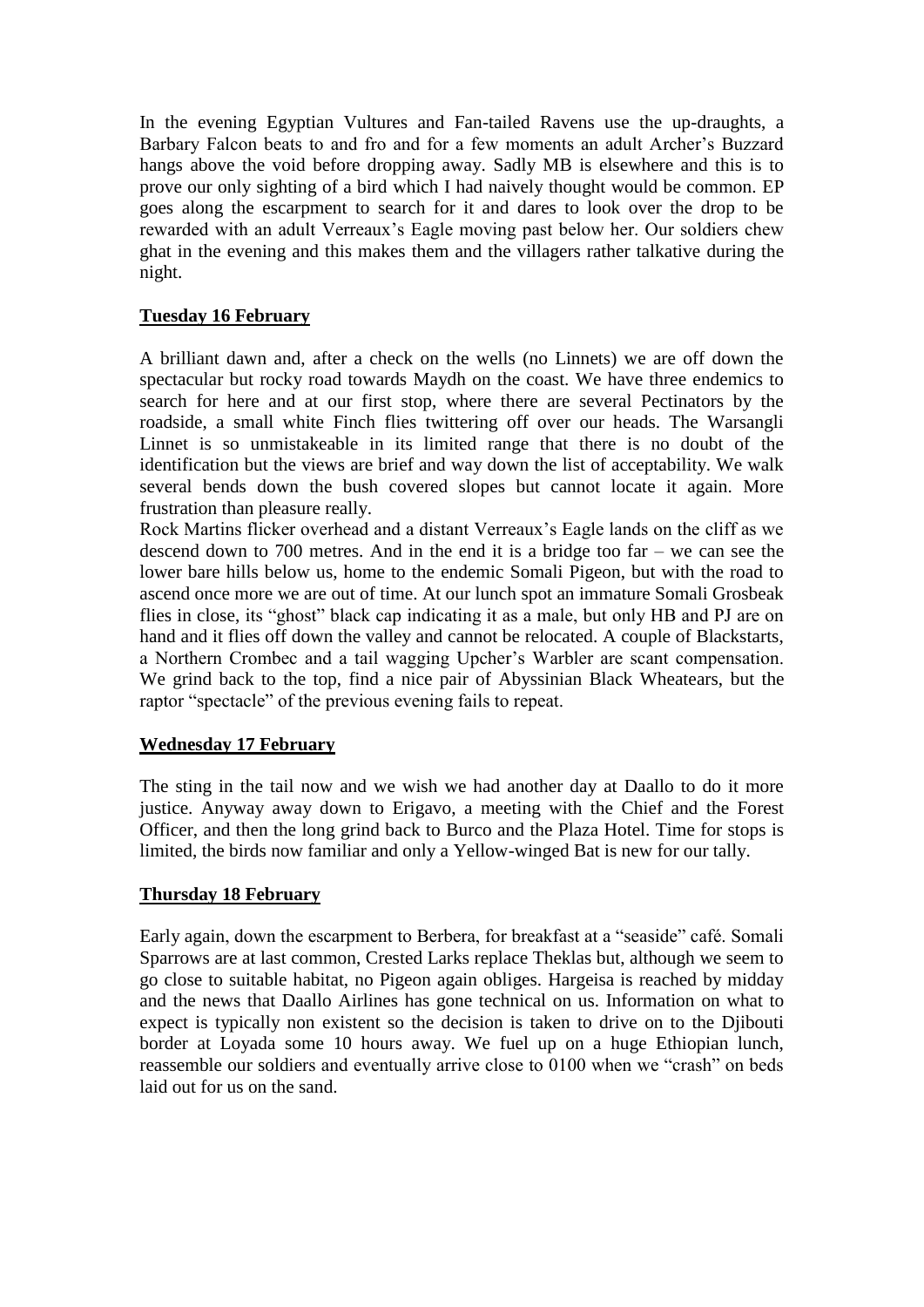In the evening Egyptian Vultures and Fan-tailed Ravens use the up-draughts, a Barbary Falcon beats to and fro and for a few moments an adult Archer's Buzzard hangs above the void before dropping away. Sadly MB is elsewhere and this is to prove our only sighting of a bird which I had naively thought would be common. EP goes along the escarpment to search for it and dares to look over the drop to be rewarded with an adult Verreaux's Eagle moving past below her. Our soldiers chew ghat in the evening and this makes them and the villagers rather talkative during the night.

**Tuesday 16 February**

A brilliant dawn and, after a check on the wells (no Linnets) we are off down the spectacular but rocky road towards Maydh on the coast. We have three endemics to search for here and at our first stop, where there are several Pectinators by the roadside, a small white Finch flies twittering off over our heads. The Warsangli Linnet is so unmistakeable in its limited range that there is no doubt of the identification but the views are brief and way down the list of acceptability. We walk several bends down the bush covered slopes but cannot locate it again. More frustration than pleasure really.
Rock Martins flicker overhead and a distant Verreaux's Eagle lands on the cliff as we descend down to 700 metres. And in the end it is a bridge too far – we can see the lower bare hills below us, home to the endemic Somali Pigeon, but with the road to ascend once more we are out of time. At our lunch spot an immature Somali Grosbeak flies in close, its "ghost" black cap indicating it as a male, but only HB and PJ are on hand and it flies off down the valley and cannot be relocated. A couple of Blackstarts, a Northern Crombec and a tail wagging Upcher's Warbler are scant compensation. We grind back to the top, find a nice pair of Abyssinian Black Wheatears, but the raptor "spectacle" of the previous evening fails to repeat.

**Wednesday 17 February**

The sting in the tail now and we wish we had another day at Daallo to do it more justice. Anyway away down to Erigavo, a meeting with the Chief and the Forest Officer, and then the long grind back to Burco and the Plaza Hotel. Time for stops is limited, the birds now familiar and only a Yellow-winged Bat is new for our tally.

**Thursday 18 February**

Early again, down the escarpment to Berbera, for breakfast at a "seaside" café. Somali Sparrows are at last common, Crested Larks replace Theklas but, although we seem to go close to suitable habitat, no Pigeon again obliges. Hargeisa is reached by midday and the news that Daallo Airlines has gone technical on us. Information on what to expect is typically non existent so the decision is taken to drive on to the Djibouti border at Loyada some 10 hours away. We fuel up on a huge Ethiopian lunch, reassemble our soldiers and eventually arrive close to 0100 when we "crash" on beds laid out for us on the sand.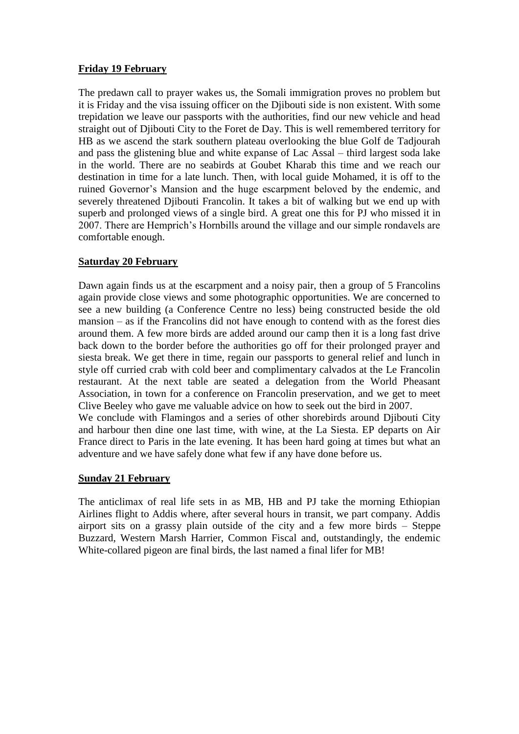**Friday 19 February**

The predawn call to prayer wakes us, the Somali immigration proves no problem but it is Friday and the visa issuing officer on the Djibouti side is non existent. With some trepidation we leave our passports with the authorities, find our new vehicle and head straight out of Djibouti City to the Foret de Day. This is well remembered territory for HB as we ascend the stark southern plateau overlooking the blue Golf de Tadjourah and pass the glistening blue and white expanse of Lac Assal – third largest soda lake in the world. There are no seabirds at Goubet Kharab this time and we reach our destination in time for a late lunch. Then, with local guide Mohamed, it is off to the ruined Governor's Mansion and the huge escarpment beloved by the endemic, and severely threatened Djibouti Francolin. It takes a bit of walking but we end up with superb and prolonged views of a single bird. A great one this for PJ who missed it in 2007. There are Hemprich's Hornbills around the village and our simple rondavels are comfortable enough.

**Saturday 20 February**

Dawn again finds us at the escarpment and a noisy pair, then a group of 5 Francolins again provide close views and some photographic opportunities. We are concerned to see a new building (a Conference Centre no less) being constructed beside the old mansion – as if the Francolins did not have enough to contend with as the forest dies around them. A few more birds are added around our camp then it is a long fast drive back down to the border before the authorities go off for their prolonged prayer and siesta break. We get there in time, regain our passports to general relief and lunch in style off curried crab with cold beer and complimentary calvados at the Le Francolin restaurant. At the next table are seated a delegation from the World Pheasant Association, in town for a conference on Francolin preservation, and we get to meet Clive Beeley who gave me valuable advice on how to seek out the bird in 2007.
We conclude with Flamingos and a series of other shorebirds around Djibouti City and harbour then dine one last time, with wine, at the La Siesta. EP departs on Air France direct to Paris in the late evening. It has been hard going at times but what an adventure and we have safely done what few if any have done before us.

**Sunday 21 February**

The anticlimax of real life sets in as MB, HB and PJ take the morning Ethiopian Airlines flight to Addis where, after several hours in transit, we part company. Addis airport sits on a grassy plain outside of the city and a few more birds – Steppe Buzzard, Western Marsh Harrier, Common Fiscal and, outstandingly, the endemic White-collared pigeon are final birds, the last named a final lifer for MB!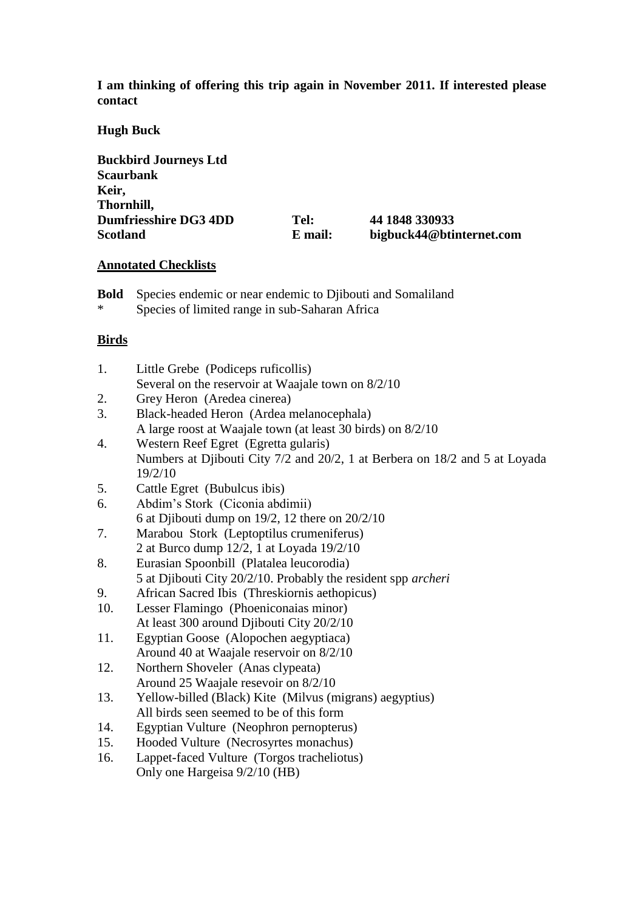**I am thinking of offering this trip again in November 2011. If interested please contact**

**Hugh Buck**

**Buckbird Journeys Ltd**
**Scaurbank**
**Keir,**
**Thornhill,**
**Dumfriesshire DG3 4DD** **Tel:** **44 1848 330933**
**Scotland** **E mail:** **bigbuck44@btinternet.com**

## Annotated Checklists

**Bold** Species endemic or near endemic to Djibouti and Somaliland
* Species of limited range in sub-Saharan Africa

## Birds

1. Little Grebe (Podiceps ruficollis)
   Several on the reservoir at Waajale town on 8/2/10
2. Grey Heron (Aredea cinerea)
3. Black-headed Heron (Ardea melanocephala)
   A large roost at Waajale town (at least 30 birds) on 8/2/10
4. Western Reef Egret (Egretta gularis)
   Numbers at Djibouti City 7/2 and 20/2, 1 at Berbera on 18/2 and 5 at Loyada 19/2/10
5. Cattle Egret (Bubulcus ibis)
6. Abdim's Stork (Ciconia abdimii)
   6 at Djibouti dump on 19/2, 12 there on 20/2/10
7. Marabou Stork (Leptoptilus crumeniferus)
   2 at Burco dump 12/2, 1 at Loyada 19/2/10
8. Eurasian Spoonbill (Platalea leucorodia)
   5 at Djibouti City 20/2/10. Probably the resident spp *archeri*
9. African Sacred Ibis (Threskiornis aethopicus)
10. Lesser Flamingo (Phoeniconaias minor)
    At least 300 around Djibouti City 20/2/10
11. Egyptian Goose (Alopochen aegyptiaca)
    Around 40 at Waajale reservoir on 8/2/10
12. Northern Shoveler (Anas clypeata)
    Around 25 Waajale resevoir on 8/2/10
13. Yellow-billed (Black) Kite (Milvus (migrans) aegyptius)
    All birds seen seemed to be of this form
14. Egyptian Vulture (Neophron pernopterus)
15. Hooded Vulture (Necrosyrtes monachus)
16. Lappet-faced Vulture (Torgos tracheliotus)
    Only one Hargeisa 9/2/10 (HB)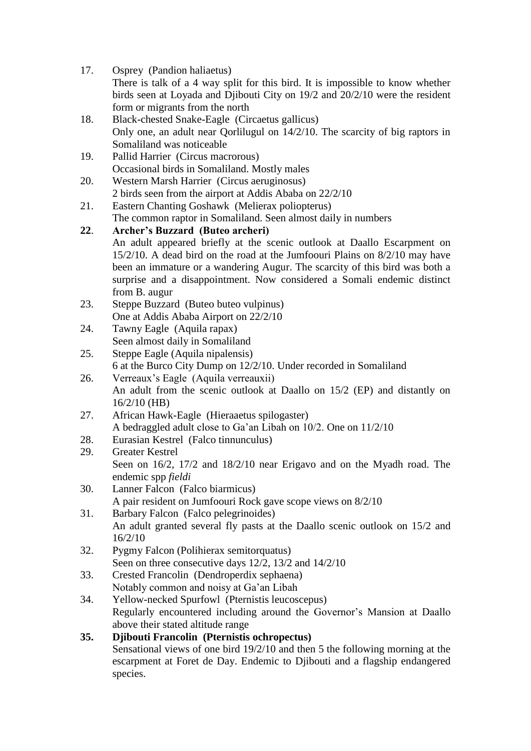17. Osprey (Pandion haliaetus)
    There is talk of a 4 way split for this bird. It is impossible to know whether birds seen at Loyada and Djibouti City on 19/2 and 20/2/10 were the resident form or migrants from the north
18. Black-chested Snake-Eagle (Circaetus gallicus)
    Only one, an adult near Qorlilugul on 14/2/10. The scarcity of big raptors in Somaliland was noticeable
19. Pallid Harrier (Circus macrorous)
    Occasional birds in Somaliland. Mostly males
20. Western Marsh Harrier (Circus aeruginosus)
    2 birds seen from the airport at Addis Ababa on 22/2/10
21. Eastern Chanting Goshawk (Melierax poliopterus)
    The common raptor in Somaliland. Seen almost daily in numbers

**22. Archer's Buzzard (Buteo archeri)**
    An adult appeared briefly at the scenic outlook at Daallo Escarpment on 15/2/10. A dead bird on the road at the Jumfoouri Plains on 8/2/10 may have been an immature or a wandering Augur. The scarcity of this bird was both a surprise and a disappointment. Now considered a Somali endemic distinct from B. augur

23. Steppe Buzzard (Buteo buteo vulpinus)
    One at Addis Ababa Airport on 22/2/10
24. Tawny Eagle (Aquila rapax)
    Seen almost daily in Somaliland
25. Steppe Eagle (Aquila nipalensis)
    6 at the Burco City Dump on 12/2/10. Under recorded in Somaliland
26. Verreaux's Eagle (Aquila verreauxii)
    An adult from the scenic outlook at Daallo on 15/2 (EP) and distantly on 16/2/10 (HB)
27. African Hawk-Eagle (Hieraaetus spilogaster)
    A bedraggled adult close to Ga'an Libah on 10/2. One on 11/2/10
28. Eurasian Kestrel (Falco tinnunculus)
29. Greater Kestrel
    Seen on 16/2, 17/2 and 18/2/10 near Erigavo and on the Myadh road. The endemic spp *fieldi*
30. Lanner Falcon (Falco biarmicus)
    A pair resident on Jumfoouri Rock gave scope views on 8/2/10
31. Barbary Falcon (Falco pelegrinoides)
    An adult granted several fly pasts at the Daallo scenic outlook on 15/2 and 16/2/10
32. Pygmy Falcon (Polihierax semitorquatus)
    Seen on three consecutive days 12/2, 13/2 and 14/2/10
33. Crested Francolin (Dendroperdix sephaena)
    Notably common and noisy at Ga'an Libah
34. Yellow-necked Spurfowl (Pternistis leucoscepus)
    Regularly encountered including around the Governor's Mansion at Daallo above their stated altitude range

**35. Djibouti Francolin (Pternistis ochropectus)**
    Sensational views of one bird 19/2/10 and then 5 the following morning at the escarpment at Foret de Day. Endemic to Djibouti and a flagship endangered species.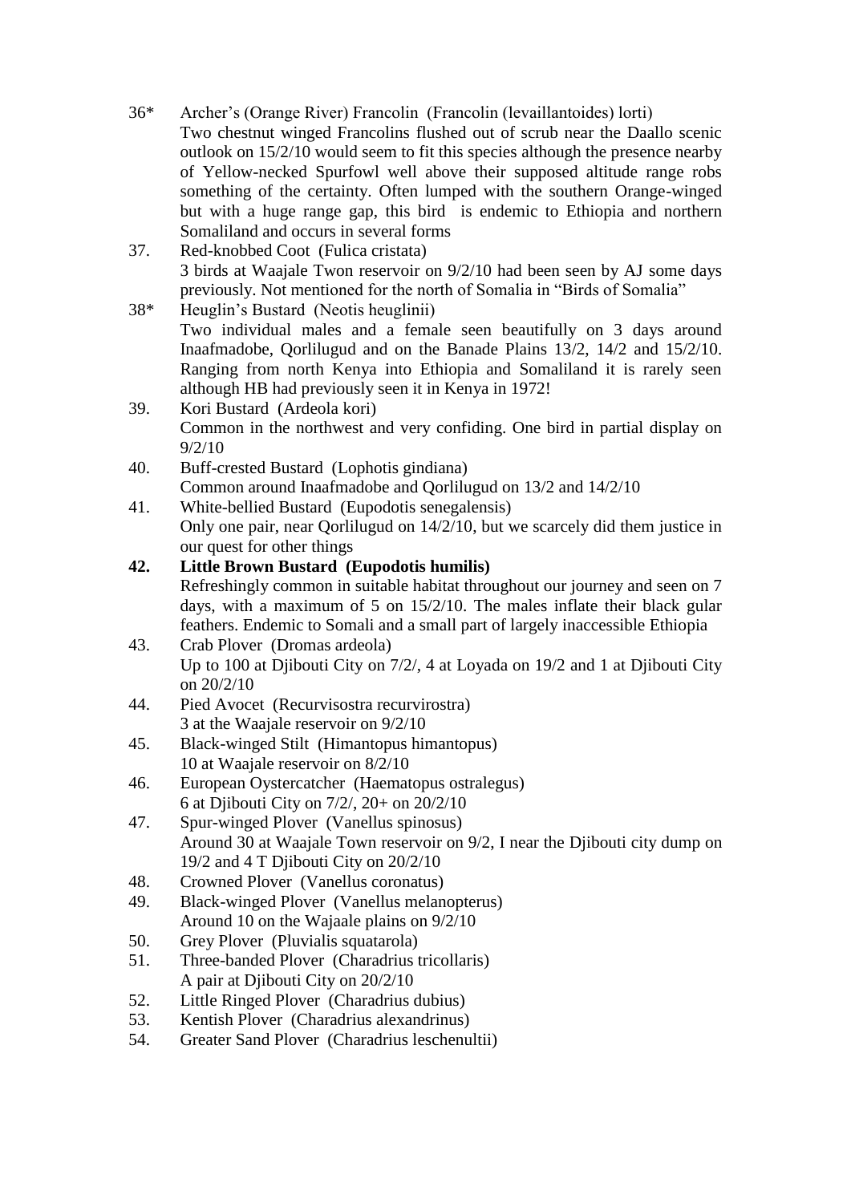36* Archer's (Orange River) Francolin (Francolin (levaillantoides) lorti)
Two chestnut winged Francolins flushed out of scrub near the Daallo scenic outlook on 15/2/10 would seem to fit this species although the presence nearby of Yellow-necked Spurfowl well above their supposed altitude range robs something of the certainty. Often lumped with the southern Orange-winged but with a huge range gap, this bird is endemic to Ethiopia and northern Somaliland and occurs in several forms

37. Red-knobbed Coot (Fulica cristata)
3 birds at Waajale Twon reservoir on 9/2/10 had been seen by AJ some days previously. Not mentioned for the north of Somalia in "Birds of Somalia"

38* Heuglin's Bustard (Neotis heuglinii)
Two individual males and a female seen beautifully on 3 days around Inaafmadobe, Qorlilugud and on the Banade Plains 13/2, 14/2 and 15/2/10. Ranging from north Kenya into Ethiopia and Somaliland it is rarely seen although HB had previously seen it in Kenya in 1972!

39. Kori Bustard (Ardeola kori)
Common in the northwest and very confiding. One bird in partial display on 9/2/10

40. Buff-crested Bustard (Lophotis gindiana)
Common around Inaafmadobe and Qorlilugud on 13/2 and 14/2/10

41. White-bellied Bustard (Eupodotis senegalensis)
Only one pair, near Qorlilugud on 14/2/10, but we scarcely did them justice in our quest for other things

**42. Little Brown Bustard (Eupodotis humilis)**
Refreshingly common in suitable habitat throughout our journey and seen on 7 days, with a maximum of 5 on 15/2/10. The males inflate their black gular feathers. Endemic to Somali and a small part of largely inaccessible Ethiopia

43. Crab Plover (Dromas ardeola)
Up to 100 at Djibouti City on 7/2/, 4 at Loyada on 19/2 and 1 at Djibouti City on 20/2/10

44. Pied Avocet (Recurvisostra recurvirostra)
3 at the Waajale reservoir on 9/2/10

45. Black-winged Stilt (Himantopus himantopus)
10 at Waajale reservoir on 8/2/10

46. European Oystercatcher (Haematopus ostralegus)
6 at Djibouti City on 7/2/, 20+ on 20/2/10

47. Spur-winged Plover (Vanellus spinosus)
Around 30 at Waajale Town reservoir on 9/2, I near the Djibouti city dump on 19/2 and 4 T Djibouti City on 20/2/10

48. Crowned Plover (Vanellus coronatus)

49. Black-winged Plover (Vanellus melanopterus)
Around 10 on the Wajaale plains on 9/2/10

50. Grey Plover (Pluvialis squatarola)

51. Three-banded Plover (Charadrius tricollaris)
A pair at Djibouti City on 20/2/10

52. Little Ringed Plover (Charadrius dubius)

53. Kentish Plover (Charadrius alexandrinus)

54. Greater Sand Plover (Charadrius leschenultii)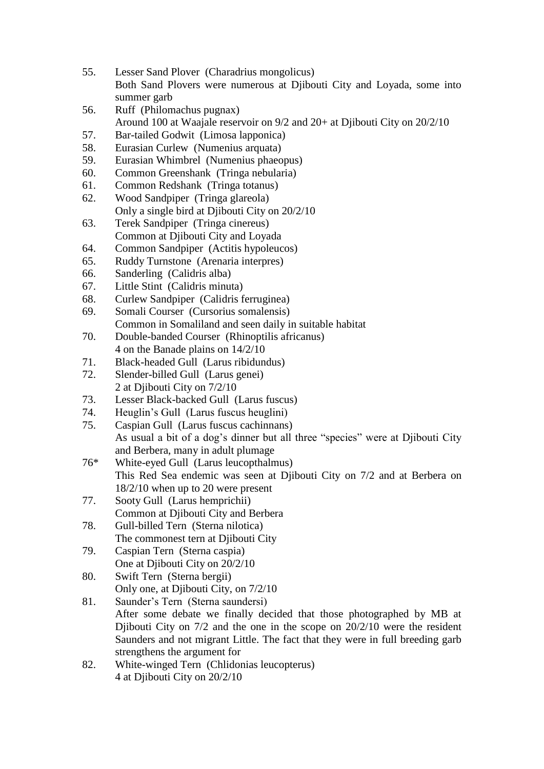55. Lesser Sand Plover (Charadrius mongolicus)
    Both Sand Plovers were numerous at Djibouti City and Loyada, some into summer garb
56. Ruff (Philomachus pugnax)
    Around 100 at Waajale reservoir on 9/2 and 20+ at Djibouti City on 20/2/10
57. Bar-tailed Godwit (Limosa lapponica)
58. Eurasian Curlew (Numenius arquata)
59. Eurasian Whimbrel (Numenius phaeopus)
60. Common Greenshank (Tringa nebularia)
61. Common Redshank (Tringa totanus)
62. Wood Sandpiper (Tringa glareola)
    Only a single bird at Djibouti City on 20/2/10
63. Terek Sandpiper (Tringa cinereus)
    Common at Djibouti City and Loyada
64. Common Sandpiper (Actitis hypoleucos)
65. Ruddy Turnstone (Arenaria interpres)
66. Sanderling (Calidris alba)
67. Little Stint (Calidris minuta)
68. Curlew Sandpiper (Calidris ferruginea)
69. Somali Courser (Cursorius somalensis)
    Common in Somaliland and seen daily in suitable habitat
70. Double-banded Courser (Rhinoptilis africanus)
    4 on the Banade plains on 14/2/10
71. Black-headed Gull (Larus ribidundus)
72. Slender-billed Gull (Larus genei)
    2 at Djibouti City on 7/2/10
73. Lesser Black-backed Gull (Larus fuscus)
74. Heuglin's Gull (Larus fuscus heuglini)
75. Caspian Gull (Larus fuscus cachinnans)
    As usual a bit of a dog's dinner but all three "species" were at Djibouti City and Berbera, many in adult plumage

76* White-eyed Gull (Larus leucopthalmus)
    This Red Sea endemic was seen at Djibouti City on 7/2 and at Berbera on 18/2/10 when up to 20 were present

77. Sooty Gull (Larus hemprichii)
    Common at Djibouti City and Berbera
78. Gull-billed Tern (Sterna nilotica)
    The commonest tern at Djibouti City
79. Caspian Tern (Sterna caspia)
    One at Djibouti City on 20/2/10
80. Swift Tern (Sterna bergii)
    Only one, at Djibouti City, on 7/2/10
81. Saunder's Tern (Sterna saundersi)
    After some debate we finally decided that those photographed by MB at Djibouti City on 7/2 and the one in the scope on 20/2/10 were the resident Saunders and not migrant Little. The fact that they were in full breeding garb strengthens the argument for
82. White-winged Tern (Chlidonias leucopterus)
    4 at Djibouti City on 20/2/10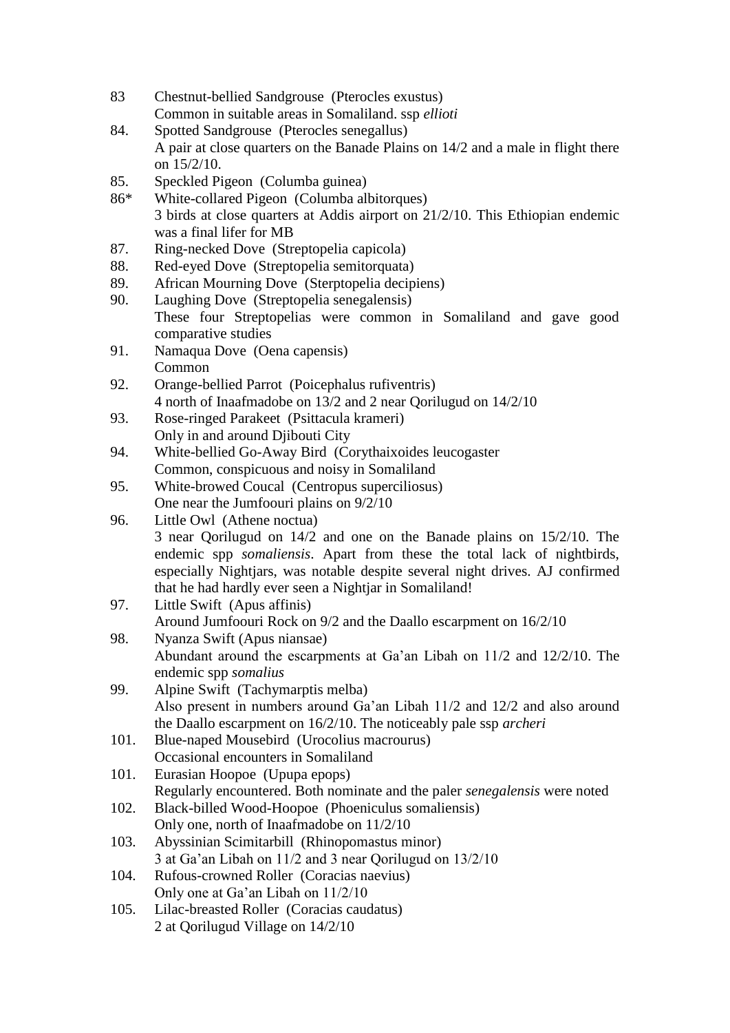83 Chestnut-bellied Sandgrouse (Pterocles exustus)
Common in suitable areas in Somaliland. ssp *ellioti*

84. Spotted Sandgrouse (Pterocles senegallus)
A pair at close quarters on the Banade Plains on 14/2 and a male in flight there on 15/2/10.

85. Speckled Pigeon (Columba guinea)

86* White-collared Pigeon (Columba albitorques)
3 birds at close quarters at Addis airport on 21/2/10. This Ethiopian endemic was a final lifer for MB

87. Ring-necked Dove (Streptopelia capicola)

88. Red-eyed Dove (Streptopelia semitorquata)

89. African Mourning Dove (Sterptopelia decipiens)

90. Laughing Dove (Streptopelia senegalensis)
These four Streptopelias were common in Somaliland and gave good comparative studies

91. Namaqua Dove (Oena capensis)
Common

92. Orange-bellied Parrot (Poicephalus rufiventris)
4 north of Inaafmadobe on 13/2 and 2 near Qorilugud on 14/2/10

93. Rose-ringed Parakeet (Psittacula krameri)
Only in and around Djibouti City

94. White-bellied Go-Away Bird (Corythaixoides leucogaster
Common, conspicuous and noisy in Somaliland

95. White-browed Coucal (Centropus superciliosus)
One near the Jumfoouri plains on 9/2/10

96. Little Owl (Athene noctua)
3 near Qorilugud on 14/2 and one on the Banade plains on 15/2/10. The endemic spp *somaliensis*. Apart from these the total lack of nightbirds, especially Nightjars, was notable despite several night drives. AJ confirmed that he had hardly ever seen a Nightjar in Somaliland!

97. Little Swift (Apus affinis)
Around Jumfoouri Rock on 9/2 and the Daallo escarpment on 16/2/10

98. Nyanza Swift (Apus niansae)
Abundant around the escarpments at Ga'an Libah on 11/2 and 12/2/10. The endemic spp *somalius*

99. Alpine Swift (Tachymarptis melba)
Also present in numbers around Ga'an Libah 11/2 and 12/2 and also around the Daallo escarpment on 16/2/10. The noticeably pale ssp *archeri*

101. Blue-naped Mousebird (Urocolius macrourus)
Occasional encounters in Somaliland

101. Eurasian Hoopoe (Upupa epops)
Regularly encountered. Both nominate and the paler *senegalensis* were noted

102. Black-billed Wood-Hoopoe (Phoeniculus somaliensis)
Only one, north of Inaafmadobe on 11/2/10

103. Abyssinian Scimitarbill (Rhinopomastus minor)
3 at Ga'an Libah on 11/2 and 3 near Qorilugud on 13/2/10

104. Rufous-crowned Roller (Coracias naevius)
Only one at Ga'an Libah on 11/2/10

105. Lilac-breasted Roller (Coracias caudatus)
2 at Qorilugud Village on 14/2/10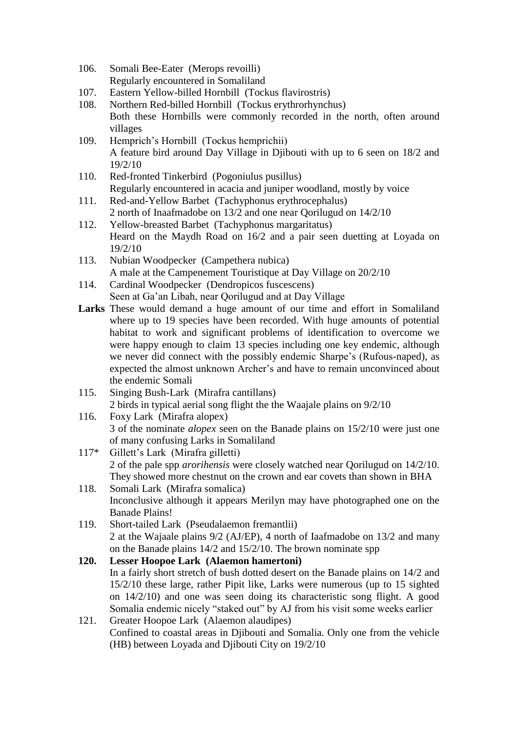106. Somali Bee-Eater (Merops revoilli)
Regularly encountered in Somaliland

107. Eastern Yellow-billed Hornbill (Tockus flavirostris)

108. Northern Red-billed Hornbill (Tockus erythrorhynchus)
Both these Hornbills were commonly recorded in the north, often around villages

109. Hemprich's Hornbill (Tockus hemprichii)
A feature bird around Day Village in Djibouti with up to 6 seen on 18/2 and 19/2/10

110. Red-fronted Tinkerbird (Pogoniulus pusillus)
Regularly encountered in acacia and juniper woodland, mostly by voice

111. Red-and-Yellow Barbet (Tachyphonus erythrocephalus)
2 north of Inaafmadobe on 13/2 and one near Qorilugud on 14/2/10

112. Yellow-breasted Barbet (Tachyphonus margaritatus)
Heard on the Maydh Road on 16/2 and a pair seen duetting at Loyada on 19/2/10

113. Nubian Woodpecker (Campethera nubica)
A male at the Campenement Touristique at Day Village on 20/2/10

114. Cardinal Woodpecker (Dendropicos fuscescens)
Seen at Ga'an Libah, near Qorilugud and at Day Village

**Larks** These would demand a huge amount of our time and effort in Somaliland where up to 19 species have been recorded. With huge amounts of potential habitat to work and significant problems of identification to overcome we were happy enough to claim 13 species including one key endemic, although we never did connect with the possibly endemic Sharpe's (Rufous-naped), as expected the almost unknown Archer's and have to remain unconvinced about the endemic Somali

115. Singing Bush-Lark (Mirafra cantillans)
2 birds in typical aerial song flight the the Waajale plains on 9/2/10

116. Foxy Lark (Mirafra alopex)
3 of the nominate *alopex* seen on the Banade plains on 15/2/10 were just one of many confusing Larks in Somaliland

117* Gillett's Lark (Mirafra gilletti)
2 of the pale spp *arorihensis* were closely watched near Qorilugud on 14/2/10. They showed more chestnut on the crown and ear covets than shown in BHA

118. Somali Lark (Mirafra somalica)
Inconclusive although it appears Merilyn may have photographed one on the Banade Plains!

119. Short-tailed Lark (Pseudalaemon fremantlii)
2 at the Wajaale plains 9/2 (AJ/EP), 4 north of Iaafmadobe on 13/2 and many on the Banade plains 14/2 and 15/2/10. The brown nominate spp

**120. Lesser Hoopoe Lark (Alaemon hamertoni)**
In a fairly short stretch of bush dotted desert on the Banade plains on 14/2 and 15/2/10 these large, rather Pipit like, Larks were numerous (up to 15 sighted on 14/2/10) and one was seen doing its characteristic song flight. A good Somalia endemic nicely "staked out" by AJ from his visit some weeks earlier

121. Greater Hoopoe Lark (Alaemon alaudipes)
Confined to coastal areas in Djibouti and Somalia. Only one from the vehicle (HB) between Loyada and Djibouti City on 19/2/10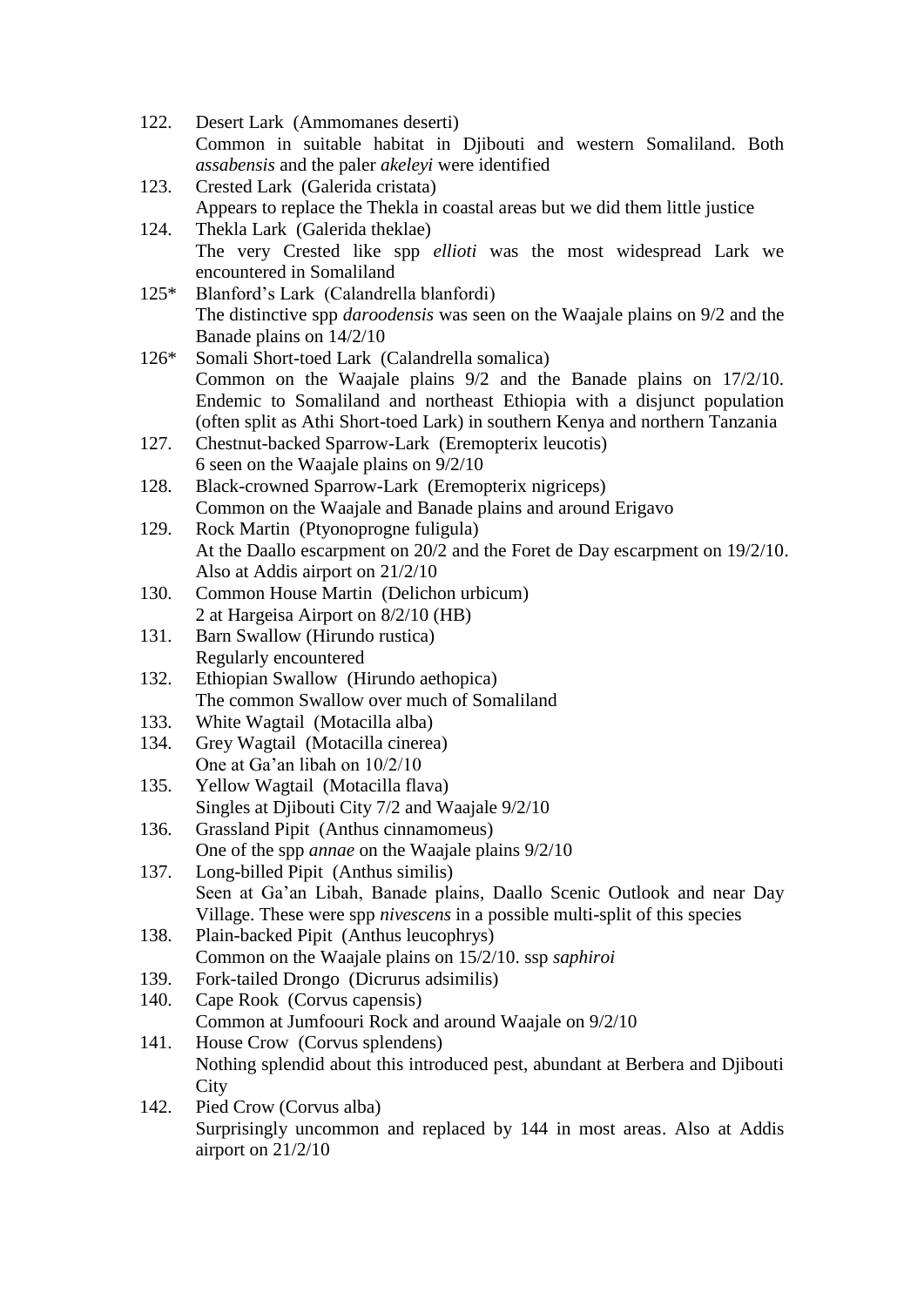122. Desert Lark (Ammomanes deserti)
Common in suitable habitat in Djibouti and western Somaliland. Both *assabensis* and the paler *akeleyi* were identified

123. Crested Lark (Galerida cristata)
Appears to replace the Thekla in coastal areas but we did them little justice

124. Thekla Lark (Galerida theklae)
The very Crested like spp *ellioti* was the most widespread Lark we encountered in Somaliland

125* Blanford's Lark (Calandrella blanfordi)
The distinctive spp *daroodensis* was seen on the Waajale plains on 9/2 and the Banade plains on 14/2/10

126* Somali Short-toed Lark (Calandrella somalica)
Common on the Waajale plains 9/2 and the Banade plains on 17/2/10. Endemic to Somaliland and northeast Ethiopia with a disjunct population (often split as Athi Short-toed Lark) in southern Kenya and northern Tanzania

127. Chestnut-backed Sparrow-Lark (Eremopterix leucotis)
6 seen on the Waajale plains on 9/2/10

128. Black-crowned Sparrow-Lark (Eremopterix nigriceps)
Common on the Waajale and Banade plains and around Erigavo

129. Rock Martin (Ptyonoprogne fuligula)
At the Daallo escarpment on 20/2 and the Foret de Day escarpment on 19/2/10. Also at Addis airport on 21/2/10

130. Common House Martin (Delichon urbicum)
2 at Hargeisa Airport on 8/2/10 (HB)

131. Barn Swallow (Hirundo rustica)
Regularly encountered

132. Ethiopian Swallow (Hirundo aethopica)
The common Swallow over much of Somaliland

133. White Wagtail (Motacilla alba)

134. Grey Wagtail (Motacilla cinerea)
One at Ga'an libah on 10/2/10

135. Yellow Wagtail (Motacilla flava)
Singles at Djibouti City 7/2 and Waajale 9/2/10

136. Grassland Pipit (Anthus cinnamomeus)
One of the spp *annae* on the Waajale plains 9/2/10

137. Long-billed Pipit (Anthus similis)
Seen at Ga'an Libah, Banade plains, Daallo Scenic Outlook and near Day Village. These were spp *nivescens* in a possible multi-split of this species

138. Plain-backed Pipit (Anthus leucophrys)
Common on the Waajale plains on 15/2/10. ssp *saphiroi*

139. Fork-tailed Drongo (Dicrurus adsimilis)

140. Cape Rook (Corvus capensis)
Common at Jumfoouri Rock and around Waajale on 9/2/10

141. House Crow (Corvus splendens)
Nothing splendid about this introduced pest, abundant at Berbera and Djibouti City

142. Pied Crow (Corvus alba)
Surprisingly uncommon and replaced by 144 in most areas. Also at Addis airport on 21/2/10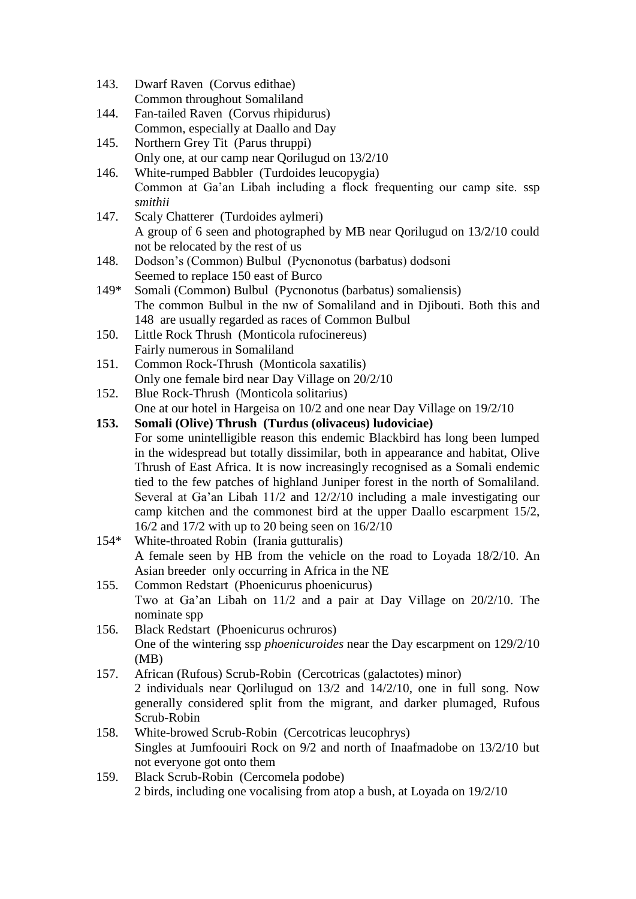143. Dwarf Raven (Corvus edithae)
Common throughout Somaliland

144. Fan-tailed Raven (Corvus rhipidurus)
Common, especially at Daallo and Day

145. Northern Grey Tit (Parus thruppi)
Only one, at our camp near Qorilugud on 13/2/10

146. White-rumped Babbler (Turdoides leucopygia)
Common at Ga'an Libah including a flock frequenting our camp site. ssp *smithii*

147. Scaly Chatterer (Turdoides aylmeri)
A group of 6 seen and photographed by MB near Qorilugud on 13/2/10 could not be relocated by the rest of us

148. Dodson's (Common) Bulbul (Pycnonotus (barbatus) dodsoni
Seemed to replace 150 east of Burco

149* Somali (Common) Bulbul (Pycnonotus (barbatus) somaliensis)
The common Bulbul in the nw of Somaliland and in Djibouti. Both this and 148 are usually regarded as races of Common Bulbul

150. Little Rock Thrush (Monticola rufocinereus)
Fairly numerous in Somaliland

151. Common Rock-Thrush (Monticola saxatilis)
Only one female bird near Day Village on 20/2/10

152. Blue Rock-Thrush (Monticola solitarius)
One at our hotel in Hargeisa on 10/2 and one near Day Village on 19/2/10

**153. Somali (Olive) Thrush (Turdus (olivaceus) ludoviciae)**
For some unintelligible reason this endemic Blackbird has long been lumped in the widespread but totally dissimilar, both in appearance and habitat, Olive Thrush of East Africa. It is now increasingly recognised as a Somali endemic tied to the few patches of highland Juniper forest in the north of Somaliland. Several at Ga'an Libah 11/2 and 12/2/10 including a male investigating our camp kitchen and the commonest bird at the upper Daallo escarpment 15/2, 16/2 and 17/2 with up to 20 being seen on 16/2/10

154* White-throated Robin (Irania gutturalis)
A female seen by HB from the vehicle on the road to Loyada 18/2/10. An Asian breeder only occurring in Africa in the NE

155. Common Redstart (Phoenicurus phoenicurus)
Two at Ga'an Libah on 11/2 and a pair at Day Village on 20/2/10. The nominate spp

156. Black Redstart (Phoenicurus ochruros)
One of the wintering ssp *phoenicuroides* near the Day escarpment on 129/2/10 (MB)

157. African (Rufous) Scrub-Robin (Cercotricas (galactotes) minor)
2 individuals near Qorlilugud on 13/2 and 14/2/10, one in full song. Now generally considered split from the migrant, and darker plumaged, Rufous Scrub-Robin

158. White-browed Scrub-Robin (Cercotricas leucophrys)
Singles at Jumfoouiri Rock on 9/2 and north of Inaafmadobe on 13/2/10 but not everyone got onto them

159. Black Scrub-Robin (Cercomela podobe)
2 birds, including one vocalising from atop a bush, at Loyada on 19/2/10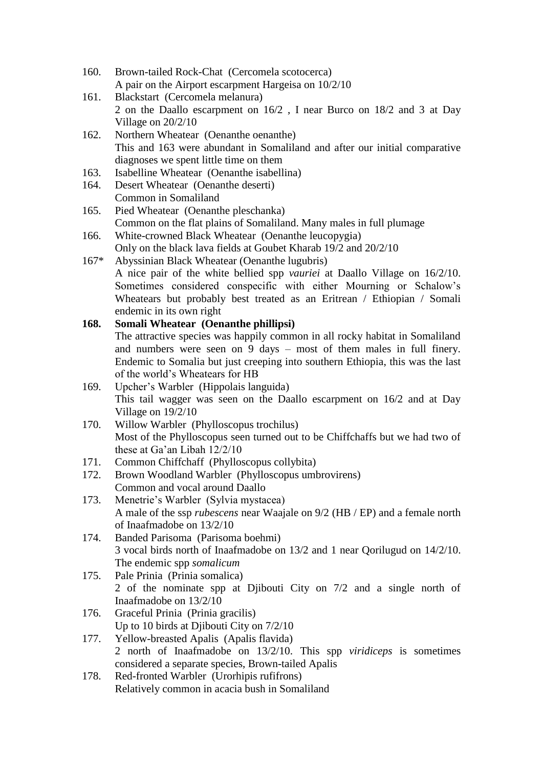160. Brown-tailed Rock-Chat (Cercomela scotocerca)
A pair on the Airport escarpment Hargeisa on 10/2/10

161. Blackstart (Cercomela melanura)
2 on the Daallo escarpment on 16/2 , I near Burco on 18/2 and 3 at Day Village on 20/2/10

162. Northern Wheatear (Oenanthe oenanthe)
This and 163 were abundant in Somaliland and after our initial comparative diagnoses we spent little time on them

163. Isabelline Wheatear (Oenanthe isabellina)

164. Desert Wheatear (Oenanthe deserti)
Common in Somaliland

165. Pied Wheatear (Oenanthe pleschanka)
Common on the flat plains of Somaliland. Many males in full plumage

166. White-crowned Black Wheatear (Oenanthe leucopygia)
Only on the black lava fields at Goubet Kharab 19/2 and 20/2/10

167* Abyssinian Black Wheatear (Oenanthe lugubris)
A nice pair of the white bellied spp *vauriei* at Daallo Village on 16/2/10. Sometimes considered conspecific with either Mourning or Schalow's Wheatears but probably best treated as an Eritrean / Ethiopian / Somali endemic in its own right

**168. Somali Wheatear (Oenanthe phillipsi)**
The attractive species was happily common in all rocky habitat in Somaliland and numbers were seen on 9 days – most of them males in full finery. Endemic to Somalia but just creeping into southern Ethiopia, this was the last of the world's Wheatears for HB

169. Upcher's Warbler (Hippolais languida)
This tail wagger was seen on the Daallo escarpment on 16/2 and at Day Village on 19/2/10

170. Willow Warbler (Phylloscopus trochilus)
Most of the Phylloscopus seen turned out to be Chiffchaffs but we had two of these at Ga'an Libah 12/2/10

171. Common Chiffchaff (Phylloscopus collybita)

172. Brown Woodland Warbler (Phylloscopus umbrovirens)
Common and vocal around Daallo

173. Menetrie's Warbler (Sylvia mystacea)
A male of the ssp *rubescens* near Waajale on 9/2 (HB / EP) and a female north of Inaafmadobe on 13/2/10

174. Banded Parisoma (Parisoma boehmi)
3 vocal birds north of Inaafmadobe on 13/2 and 1 near Qorilugud on 14/2/10. The endemic spp *somalicum*

175. Pale Prinia (Prinia somalica)
2 of the nominate spp at Djibouti City on 7/2 and a single north of Inaafmadobe on 13/2/10

176. Graceful Prinia (Prinia gracilis)
Up to 10 birds at Djibouti City on 7/2/10

177. Yellow-breasted Apalis (Apalis flavida)
2 north of Inaafmadobe on 13/2/10. This spp *viridiceps* is sometimes considered a separate species, Brown-tailed Apalis

178. Red-fronted Warbler (Urorhipis rufifrons)
Relatively common in acacia bush in Somaliland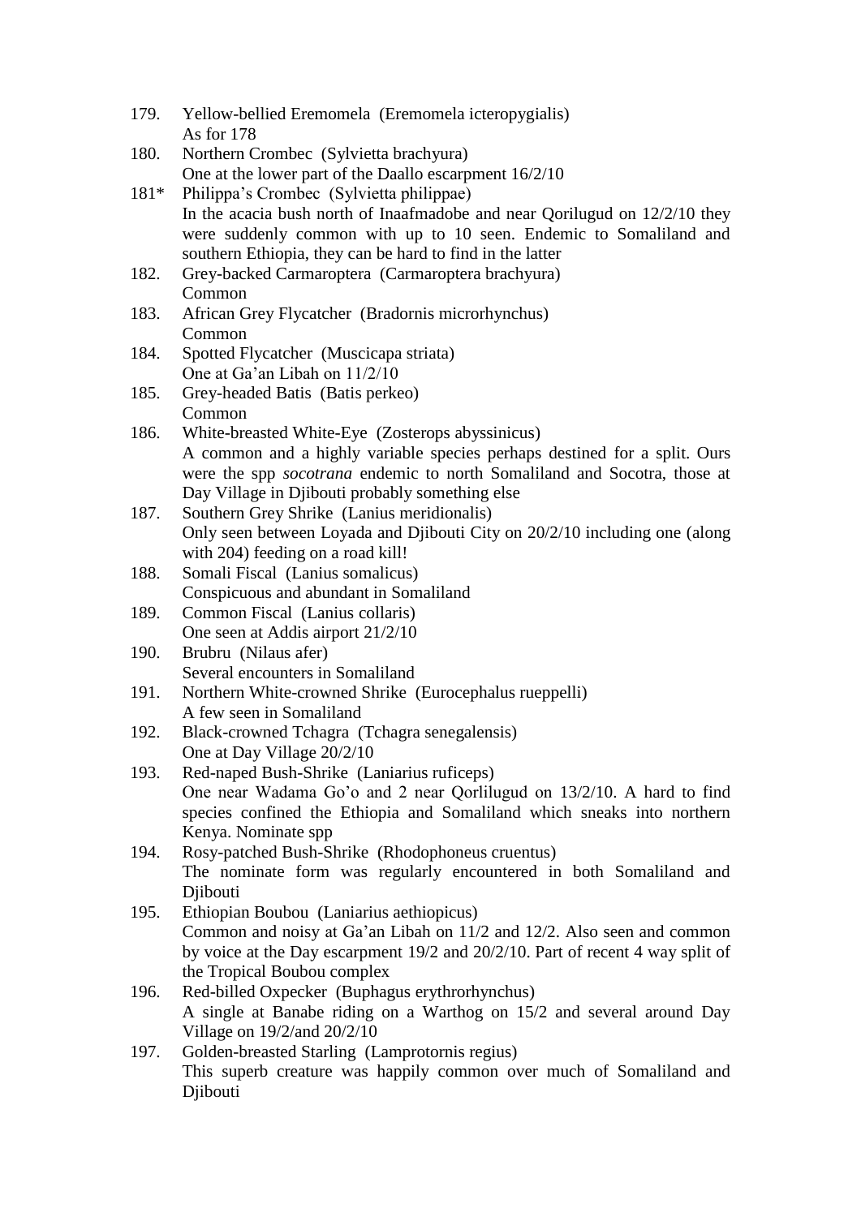179. Yellow-bellied Eremomela (Eremomela icteropygialis)
As for 178

180. Northern Crombec (Sylvietta brachyura)
One at the lower part of the Daallo escarpment 16/2/10

181* Philippa's Crombec (Sylvietta philippae)
In the acacia bush north of Inaafmadobe and near Qorilugud on 12/2/10 they were suddenly common with up to 10 seen. Endemic to Somaliland and southern Ethiopia, they can be hard to find in the latter

182. Grey-backed Carmaroptera (Carmaroptera brachyura)
Common

183. African Grey Flycatcher (Bradornis microrhynchus)
Common

184. Spotted Flycatcher (Muscicapa striata)
One at Ga'an Libah on 11/2/10

185. Grey-headed Batis (Batis perkeo)
Common

186. White-breasted White-Eye (Zosterops abyssinicus)
A common and a highly variable species perhaps destined for a split. Ours were the spp *socotrana* endemic to north Somaliland and Socotra, those at Day Village in Djibouti probably something else

187. Southern Grey Shrike (Lanius meridionalis)
Only seen between Loyada and Djibouti City on 20/2/10 including one (along with 204) feeding on a road kill!

188. Somali Fiscal (Lanius somalicus)
Conspicuous and abundant in Somaliland

189. Common Fiscal (Lanius collaris)
One seen at Addis airport 21/2/10

190. Brubru (Nilaus afer)
Several encounters in Somaliland

191. Northern White-crowned Shrike (Eurocephalus rueppelli)
A few seen in Somaliland

192. Black-crowned Tchagra (Tchagra senegalensis)
One at Day Village 20/2/10

193. Red-naped Bush-Shrike (Laniarius ruficeps)
One near Wadama Go'o and 2 near Qorlilugud on 13/2/10. A hard to find species confined the Ethiopia and Somaliland which sneaks into northern Kenya. Nominate spp

194. Rosy-patched Bush-Shrike (Rhodophoneus cruentus)
The nominate form was regularly encountered in both Somaliland and Djibouti

195. Ethiopian Boubou (Laniarius aethiopicus)
Common and noisy at Ga'an Libah on 11/2 and 12/2. Also seen and common by voice at the Day escarpment 19/2 and 20/2/10. Part of recent 4 way split of the Tropical Boubou complex

196. Red-billed Oxpecker (Buphagus erythrorhynchus)
A single at Banabe riding on a Warthog on 15/2 and several around Day Village on 19/2/and 20/2/10

197. Golden-breasted Starling (Lamprotornis regius)
This superb creature was happily common over much of Somaliland and Djibouti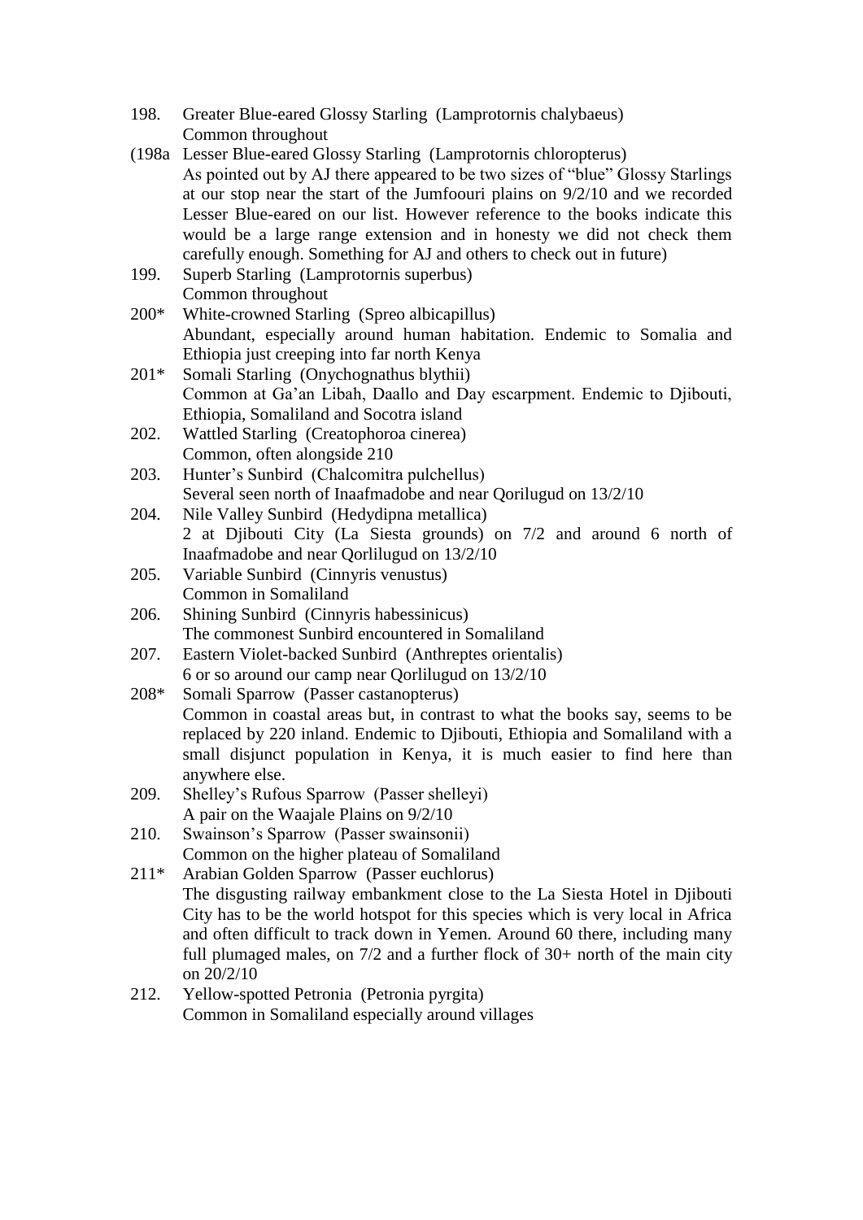198. Greater Blue-eared Glossy Starling (Lamprotornis chalybaeus)
Common throughout

(198a Lesser Blue-eared Glossy Starling (Lamprotornis chloropterus)
As pointed out by AJ there appeared to be two sizes of "blue" Glossy Starlings at our stop near the start of the Jumfoouri plains on 9/2/10 and we recorded Lesser Blue-eared on our list. However reference to the books indicate this would be a large range extension and in honesty we did not check them carefully enough. Something for AJ and others to check out in future)

199. Superb Starling (Lamprotornis superbus)
Common throughout

200* White-crowned Starling (Spreo albicapillus)
Abundant, especially around human habitation. Endemic to Somalia and Ethiopia just creeping into far north Kenya

201* Somali Starling (Onychognathus blythii)
Common at Ga'an Libah, Daallo and Day escarpment. Endemic to Djibouti, Ethiopia, Somaliland and Socotra island

202. Wattled Starling (Creatophoroa cinerea)
Common, often alongside 210

203. Hunter's Sunbird (Chalcomitra pulchellus)
Several seen north of Inaafmadobe and near Qorilugud on 13/2/10

204. Nile Valley Sunbird (Hedydipna metallica)
2 at Djibouti City (La Siesta grounds) on 7/2 and around 6 north of Inaafmadobe and near Qorlilugud on 13/2/10

205. Variable Sunbird (Cinnyris venustus)
Common in Somaliland

206. Shining Sunbird (Cinnyris habessinicus)
The commonest Sunbird encountered in Somaliland

207. Eastern Violet-backed Sunbird (Anthreptes orientalis)
6 or so around our camp near Qorlilugud on 13/2/10

208* Somali Sparrow (Passer castanopterus)
Common in coastal areas but, in contrast to what the books say, seems to be replaced by 220 inland. Endemic to Djibouti, Ethiopia and Somaliland with a small disjunct population in Kenya, it is much easier to find here than anywhere else.

209. Shelley's Rufous Sparrow (Passer shelleyi)
A pair on the Waajale Plains on 9/2/10

210. Swainson's Sparrow (Passer swainsonii)
Common on the higher plateau of Somaliland

211* Arabian Golden Sparrow (Passer euchlorus)
The disgusting railway embankment close to the La Siesta Hotel in Djibouti City has to be the world hotspot for this species which is very local in Africa and often difficult to track down in Yemen. Around 60 there, including many full plumaged males, on 7/2 and a further flock of 30+ north of the main city on 20/2/10

212. Yellow-spotted Petronia (Petronia pyrgita)
Common in Somaliland especially around villages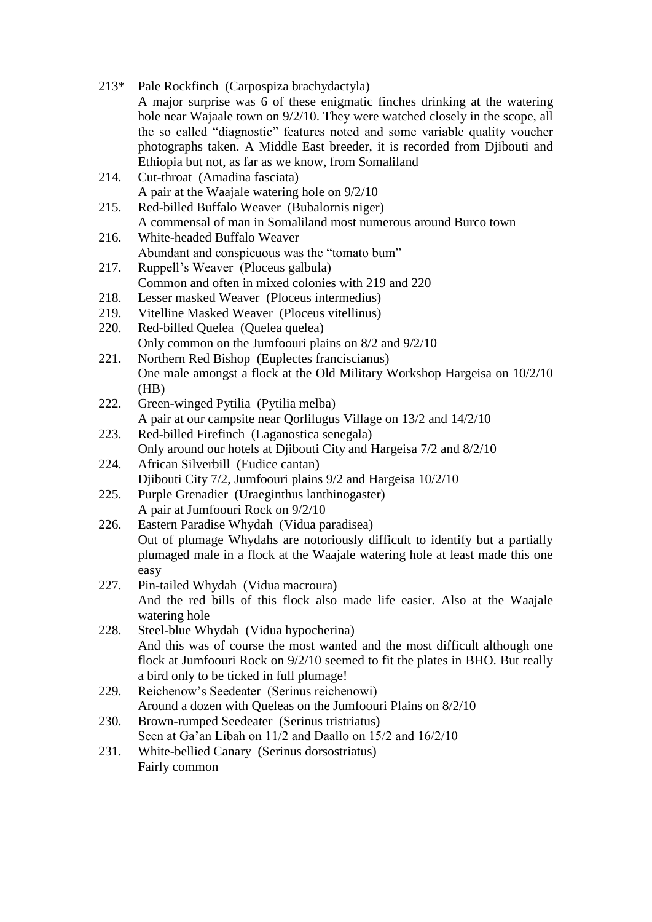213* Pale Rockfinch (Carpospiza brachydactyla)
A major surprise was 6 of these enigmatic finches drinking at the watering hole near Wajaale town on 9/2/10. They were watched closely in the scope, all the so called "diagnostic" features noted and some variable quality voucher photographs taken. A Middle East breeder, it is recorded from Djibouti and Ethiopia but not, as far as we know, from Somaliland

214. Cut-throat (Amadina fasciata)
A pair at the Waajale watering hole on 9/2/10

215. Red-billed Buffalo Weaver (Bubalornis niger)
A commensal of man in Somaliland most numerous around Burco town

216. White-headed Buffalo Weaver
Abundant and conspicuous was the "tomato bum"

217. Ruppell's Weaver (Ploceus galbula)
Common and often in mixed colonies with 219 and 220

218. Lesser masked Weaver (Ploceus intermedius)

219. Vitelline Masked Weaver (Ploceus vitellinus)

220. Red-billed Quelea (Quelea quelea)
Only common on the Jumfoouri plains on 8/2 and 9/2/10

221. Northern Red Bishop (Euplectes franciscianus)
One male amongst a flock at the Old Military Workshop Hargeisa on 10/2/10 (HB)

222. Green-winged Pytilia (Pytilia melba)
A pair at our campsite near Qorlilugus Village on 13/2 and 14/2/10

223. Red-billed Firefinch (Laganostica senegala)
Only around our hotels at Djibouti City and Hargeisa 7/2 and 8/2/10

224. African Silverbill (Eudice cantan)
Djibouti City 7/2, Jumfoouri plains 9/2 and Hargeisa 10/2/10

225. Purple Grenadier (Uraeginthus lanthinogaster)
A pair at Jumfoouri Rock on 9/2/10

226. Eastern Paradise Whydah (Vidua paradisea)
Out of plumage Whydahs are notoriously difficult to identify but a partially plumaged male in a flock at the Waajale watering hole at least made this one easy

227. Pin-tailed Whydah (Vidua macroura)
And the red bills of this flock also made life easier. Also at the Waajale watering hole

228. Steel-blue Whydah (Vidua hypocherina)
And this was of course the most wanted and the most difficult although one flock at Jumfoouri Rock on 9/2/10 seemed to fit the plates in BHO. But really a bird only to be ticked in full plumage!

229. Reichenow's Seedeater (Serinus reichenowi)
Around a dozen with Queleas on the Jumfoouri Plains on 8/2/10

230. Brown-rumped Seedeater (Serinus tristriatus)
Seen at Ga'an Libah on 11/2 and Daallo on 15/2 and 16/2/10

231. White-bellied Canary (Serinus dorsostriatus)
Fairly common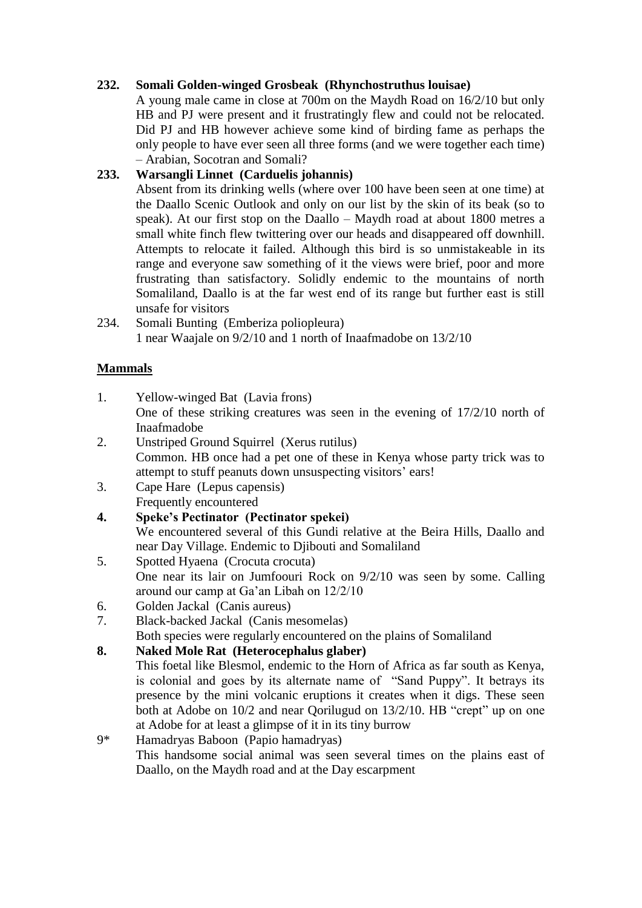**232. Somali Golden-winged Grosbeak (Rhynchostruthus louisae)**

A young male came in close at 700m on the Maydh Road on 16/2/10 but only HB and PJ were present and it frustratingly flew and could not be relocated. Did PJ and HB however achieve some kind of birding fame as perhaps the only people to have ever seen all three forms (and we were together each time) – Arabian, Socotran and Somali?

**233. Warsangli Linnet (Carduelis johannis)**

Absent from its drinking wells (where over 100 have been seen at one time) at the Daallo Scenic Outlook and only on our list by the skin of its beak (so to speak). At our first stop on the Daallo – Maydh road at about 1800 metres a small white finch flew twittering over our heads and disappeared off downhill. Attempts to relocate it failed. Although this bird is so unmistakeable in its range and everyone saw something of it the views were brief, poor and more frustrating than satisfactory. Solidly endemic to the mountains of north Somaliland, Daallo is at the far west end of its range but further east is still unsafe for visitors

234. Somali Bunting (Emberiza poliopleura)

1 near Waajale on 9/2/10 and 1 north of Inaafmadobe on 13/2/10

## Mammals

1. Yellow-winged Bat (Lavia frons)

   One of these striking creatures was seen in the evening of 17/2/10 north of Inaafmadobe

2. Unstriped Ground Squirrel (Xerus rutilus)

   Common. HB once had a pet one of these in Kenya whose party trick was to attempt to stuff peanuts down unsuspecting visitors' ears!

3. Cape Hare (Lepus capensis)

   Frequently encountered

**4. Speke's Pectinator (Pectinator spekei)**

We encountered several of this Gundi relative at the Beira Hills, Daallo and near Day Village. Endemic to Djibouti and Somaliland

5. Spotted Hyaena (Crocuta crocuta)

   One near its lair on Jumfoouri Rock on 9/2/10 was seen by some. Calling around our camp at Ga'an Libah on 12/2/10

6. Golden Jackal (Canis aureus)

7. Black-backed Jackal (Canis mesomelas)

   Both species were regularly encountered on the plains of Somaliland

**8. Naked Mole Rat (Heterocephalus glaber)**

This foetal like Blesmol, endemic to the Horn of Africa as far south as Kenya, is colonial and goes by its alternate name of "Sand Puppy". It betrays its presence by the mini volcanic eruptions it creates when it digs. These seen both at Adobe on 10/2 and near Qorilugud on 13/2/10. HB "crept" up on one at Adobe for at least a glimpse of it in its tiny burrow

9* Hamadryas Baboon (Papio hamadryas)

This handsome social animal was seen several times on the plains east of Daallo, on the Maydh road and at the Day escarpment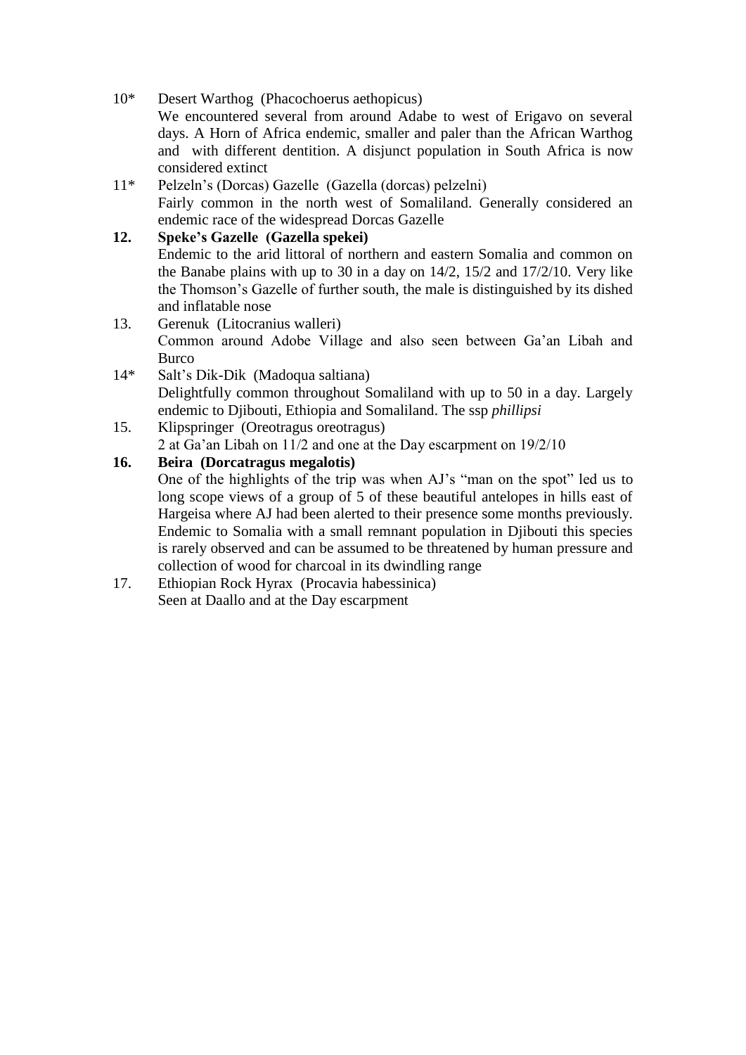10* Desert Warthog (Phacochoerus aethopicus)
We encountered several from around Adabe to west of Erigavo on several days. A Horn of Africa endemic, smaller and paler than the African Warthog and with different dentition. A disjunct population in South Africa is now considered extinct

11* Pelzeln's (Dorcas) Gazelle (Gazella (dorcas) pelzelni)
Fairly common in the north west of Somaliland. Generally considered an endemic race of the widespread Dorcas Gazelle

**12. Speke's Gazelle (Gazella spekei)**
Endemic to the arid littoral of northern and eastern Somalia and common on the Banabe plains with up to 30 in a day on 14/2, 15/2 and 17/2/10. Very like the Thomson's Gazelle of further south, the male is distinguished by its dished and inflatable nose

13. Gerenuk (Litocranius walleri)
Common around Adobe Village and also seen between Ga'an Libah and Burco

14* Salt's Dik-Dik (Madoqua saltiana)
Delightfully common throughout Somaliland with up to 50 in a day. Largely endemic to Djibouti, Ethiopia and Somaliland. The ssp *phillipsi*

15. Klipspringer (Oreotragus oreotragus)
2 at Ga'an Libah on 11/2 and one at the Day escarpment on 19/2/10

**16. Beira (Dorcatragus megalotis)**
One of the highlights of the trip was when AJ's "man on the spot" led us to long scope views of a group of 5 of these beautiful antelopes in hills east of Hargeisa where AJ had been alerted to their presence some months previously. Endemic to Somalia with a small remnant population in Djibouti this species is rarely observed and can be assumed to be threatened by human pressure and collection of wood for charcoal in its dwindling range

17. Ethiopian Rock Hyrax (Procavia habessinica)
Seen at Daallo and at the Day escarpment